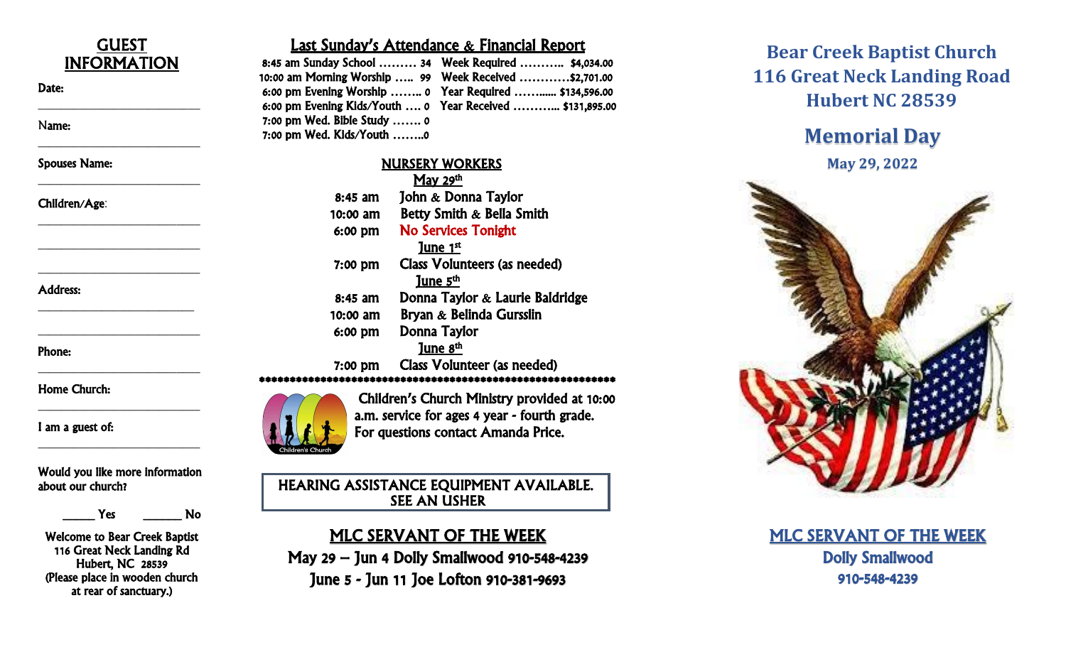## GUEST INFORMATION

Date: ___________________________

Name: ___________________________

Spouses Name: ___________________________

Children/Age: ___________________________

___________________________

___________________________

Address: ___________________________

___________________________

Phone: ___________________________

Home Church: ___________________________

I am a guest of: ___________________________

Would you like more information about our church?

_____ Yes _____ No

Welcome to Bear Creek Baptist
116 Great Neck Landing Rd
Hubert, NC 28539
(Please place in wooden church at rear of sanctuary.)

## Last Sunday's Attendance & Financial Report

| | | | |
|---|---|---|---|
| 8:45 am Sunday School ……… | 34 | Week Required ………. | $4,034.00 |
| 10:00 am Morning Worship ….. | 99 | Week Received ………… | $2,701.00 |
| 6:00 pm Evening Worship …….. | 0 | Year Required ……..… | $134,596.00 |
| 6:00 pm Evening Kids/Youth …. | 0 | Year Received ………… | $131,895.00 |
| 7:00 pm Wed. Bible Study ……. | 0 | | |
| 7:00 pm Wed. Kids/Youth …….. | 0 | | |

## NURSERY WORKERS

**May 29th**

| | |
|---|---|
| 8:45 am | John & Donna Taylor |
| 10:00 am | Betty Smith & Bella Smith |
| 6:00 pm | No Services Tonight |

**June 1st**

| | |
|---|---|
| 7:00 pm | Class Volunteers (as needed) |

**June 5th**

| | |
|---|---|
| 8:45 am | Donna Taylor & Laurie Baldridge |
| 10:00 am | Bryan & Belinda Gursslin |
| 6:00 pm | Donna Taylor |

**June 8th**

| | |
|---|---|
| 7:00 pm | Class Volunteer (as needed) |

\*\*\*\*\*\*\*\*\*\*\*\*\*\*\*\*\*\*\*\*\*\*\*\*\*\*\*\*\*\*\*\*\*\*\*\*\*\*\*\*\*\*\*\*\*\*\*\*\*\*\*\*\*\*\*\*\*\*\*\*

Children's Church Ministry provided at 10:00 a.m. service for ages 4 year - fourth grade. For questions contact Amanda Price.

HEARING ASSISTANCE EQUIPMENT AVAILABLE. SEE AN USHER

## MLC SERVANT OF THE WEEK

May 29 – Jun 4 Dolly Smallwood 910-548-4239

June 5 - Jun 11 Joe Lofton 910-381-9693

# Bear Creek Baptist Church
# 116 Great Neck Landing Road
# Hubert NC 28539

## Memorial Day

May 29, 2022

## MLC SERVANT OF THE WEEK

Dolly Smallwood

910-548-4239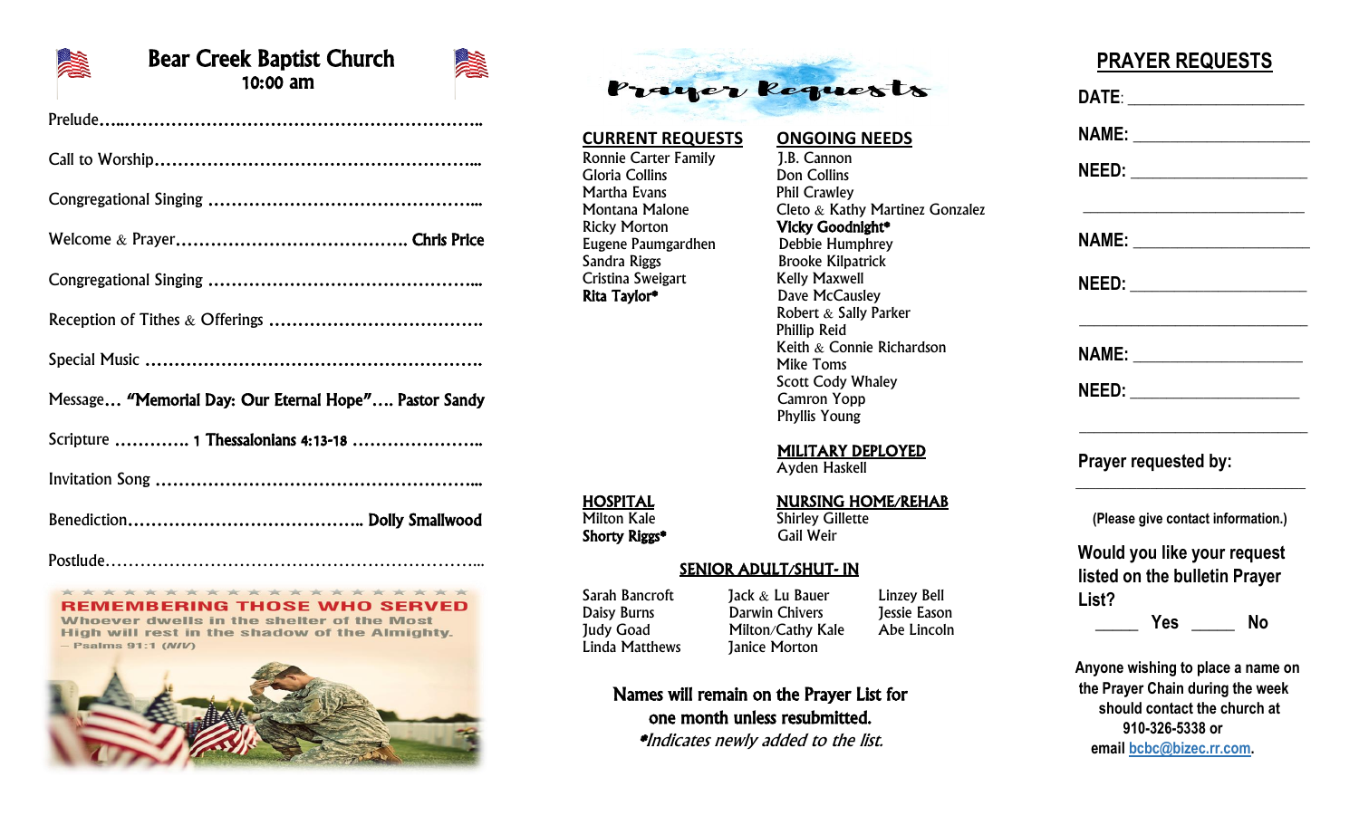# Bear Creek Baptist Church

**10:00 am**

Prelude……………………………………………………………..

Call to Worship…………………………………………………...

Congregational Singing ………………………………………...

Welcome & Prayer………………………………….. **Chris Price**

Congregational Singing …………………………………………

Reception of Tithes & Offerings ………………………………..

Special Music ……………………………………………………..

Message… **"Memorial Day: Our Eternal Hope"…. Pastor Sandy**

Scripture …………. **1 Thessalonians 4:13-18** …………………..

Invitation Song ……………………………………………………

Benediction………………………………….. **Dolly Smallwood**

Postlude…………………………………………………………...

REMEMBERING THOSE WHO SERVED

Whoever dwells in the shelter of the Most High will rest in the shadow of the Almighty.
— Psalms 91:1 (NIV)

# Prayer Requests

## CURRENT REQUESTS

Ronnie Carter Family
Gloria Collins
Martha Evans
Montana Malone
Ricky Morton
Eugene Paumgardhen
Sandra Riggs
Cristina Sweigart
**Rita Taylor***

## ONGOING NEEDS

J.B. Cannon
Don Collins
Phil Crawley
Cleto & Kathy Martinez Gonzalez
**Vicky Goodnight***
Debbie Humphrey
Brooke Kilpatrick
Kelly Maxwell
Dave McCausley
Robert & Sally Parker
Phillip Reid
Keith & Connie Richardson
Mike Toms
Scott Cody Whaley
Camron Yopp
Phyllis Young

## MILITARY DEPLOYED

Ayden Haskell

## HOSPITAL

Milton Kale
**Shorty Riggs***

## NURSING HOME/REHAB

Shirley Gillette
Gail Weir

## SENIOR ADULT/SHUT- IN

Sarah Bancroft
Daisy Burns
Judy Goad
Linda Matthews
Jack & Lu Bauer
Darwin Chivers
Milton/Cathy Kale
Janice Morton
Linzey Bell
Jessie Eason
Abe Lincoln

Names will remain on the Prayer List for one month unless resubmitted.

**Indicates newly added to the list.*

## PRAYER REQUESTS

**DATE**: ____________________

**NAME:** ____________________

**NEED:** ____________________

____________________________

**NAME:** ____________________

**NEED:** ____________________

____________________________

**NAME:** ____________________

**NEED:** ____________________

____________________________

**Prayer requested by:**

____________________________

**(Please give contact information.)**

Would you like your request listed on the bulletin Prayer List?

_____ **Yes** _____ **No**

**Anyone wishing to place a name on the Prayer Chain during the week should contact the church at 910-326-5338 or email bcbc@bizec.rr.com.**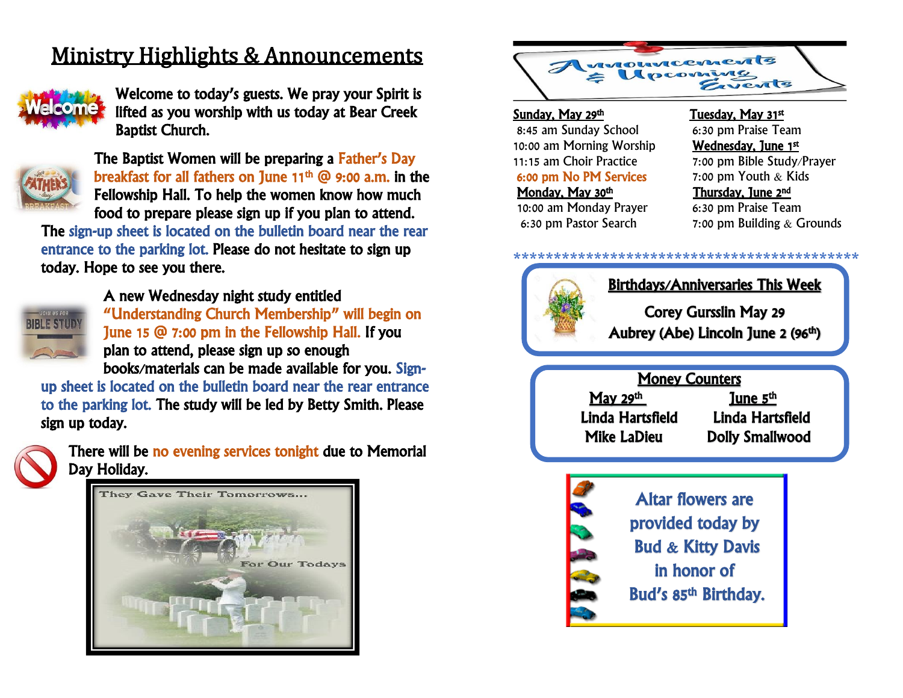# Ministry Highlights & Announcements

Welcome to today's guests. We pray your Spirit is lifted as you worship with us today at Bear Creek Baptist Church.

The Baptist Women will be preparing a Father's Day breakfast for all fathers on June 11th @ 9:00 a.m. in the Fellowship Hall. To help the women know how much food to prepare please sign up if you plan to attend. The sign-up sheet is located on the bulletin board near the rear entrance to the parking lot. Please do not hesitate to sign up today. Hope to see you there.

A new Wednesday night study entitled "Understanding Church Membership" will begin on June 15 @ 7:00 pm in the Fellowship Hall. If you plan to attend, please sign up so enough books/materials can be made available for you. Sign-up sheet is located on the bulletin board near the rear entrance to the parking lot. The study will be led by Betty Smith. Please sign up today.

There will be no evening services tonight due to Memorial Day Holiday.

They Gave Their Tomorrows...

For Our Todays

## Announcements & Upcoming Events

**Sunday, May 29th**
- 8:45 am Sunday School
- 10:00 am Morning Worship
- 11:15 am Choir Practice
- 6:00 pm No PM Services

**Monday, May 30th**
- 10:00 am Monday Prayer
- 6:30 pm Pastor Search

**Tuesday, May 31st**
- 6:30 pm Praise Team

**Wednesday, June 1st**
- 7:00 pm Bible Study/Prayer
- 7:00 pm Youth & Kids

**Thursday, June 2nd**
- 6:30 pm Praise Team
- 7:00 pm Building & Grounds

*********************************************

### Birthdays/Anniversaries This Week

Corey Gursslin May 29

Aubrey (Abe) Lincoln June 2 (96th)

### Money Counters

| May 29th | June 5th |
|---|---|
| Linda Hartsfield | Linda Hartsfield |
| Mike LaDieu | Dolly Smallwood |

Altar flowers are provided today by Bud & Kitty Davis in honor of Bud's 85th Birthday.